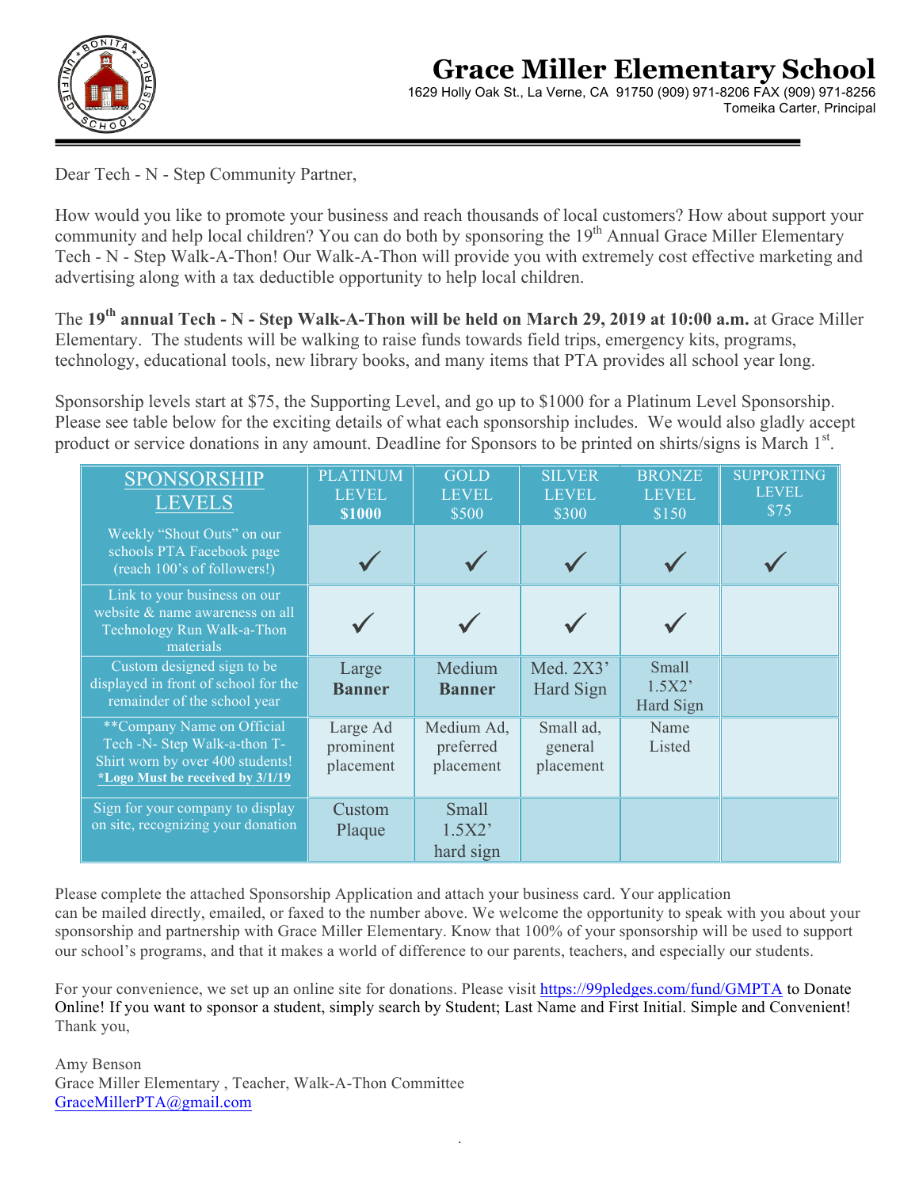# Grace Miller Elementary School

1629 Holly Oak St., La Verne, CA 91750 (909) 971-8206 FAX (909) 971-8256
Tomeika Carter, Principal

---

Dear Tech - N - Step Community Partner,

How would you like to promote your business and reach thousands of local customers? How about support your community and help local children? You can do both by sponsoring the 19th Annual Grace Miller Elementary Tech - N - Step Walk-A-Thon! Our Walk-A-Thon will provide you with extremely cost effective marketing and advertising along with a tax deductible opportunity to help local children.

The **19th annual Tech - N - Step Walk-A-Thon will be held on March 29, 2019 at 10:00 a.m.** at Grace Miller Elementary. The students will be walking to raise funds towards field trips, emergency kits, programs, technology, educational tools, new library books, and many items that PTA provides all school year long.

Sponsorship levels start at $75, the Supporting Level, and go up to $1000 for a Platinum Level Sponsorship. Please see table below for the exciting details of what each sponsorship includes. We would also gladly accept product or service donations in any amount. Deadline for Sponsors to be printed on shirts/signs is March 1st.

| SPONSORSHIP LEVELS | PLATINUM LEVEL **$1000** | GOLD LEVEL $500 | SILVER LEVEL $300 | BRONZE LEVEL $150 | SUPPORTING LEVEL $75 |
|---|---|---|---|---|---|
| Weekly "Shout Outs" on our schools PTA Facebook page (reach 100's of followers!) | ✓ | ✓ | ✓ | ✓ | ✓ |
| Link to your business on our website & name awareness on all Technology Run Walk-a-Thon materials | ✓ | ✓ | ✓ | ✓ | |
| Custom designed sign to be displayed in front of school for the remainder of the school year | Large **Banner** | Medium **Banner** | Med. 2X3' Hard Sign | Small 1.5X2' Hard Sign | |
| **Company Name on Official Tech -N- Step Walk-a-thon T-Shirt worn by over 400 students! ***Logo Must be received by 3/1/19*** | Large Ad prominent placement | Medium Ad, preferred placement | Small ad, general placement | Name Listed | |
| Sign for your company to display on site, recognizing your donation | Custom Plaque | Small 1.5X2' hard sign | | | |

Please complete the attached Sponsorship Application and attach your business card. Your application can be mailed directly, emailed, or faxed to the number above. We welcome the opportunity to speak with you about your sponsorship and partnership with Grace Miller Elementary. Know that 100% of your sponsorship will be used to support our school's programs, and that it makes a world of difference to our parents, teachers, and especially our students.

For your convenience, we set up an online site for donations. Please visit https://99pledges.com/fund/GMPTA to Donate Online! If you want to sponsor a student, simply search by Student; Last Name and First Initial. Simple and Convenient!
Thank you,

Amy Benson
Grace Miller Elementary , Teacher, Walk-A-Thon Committee
GraceMillerPTA@gmail.com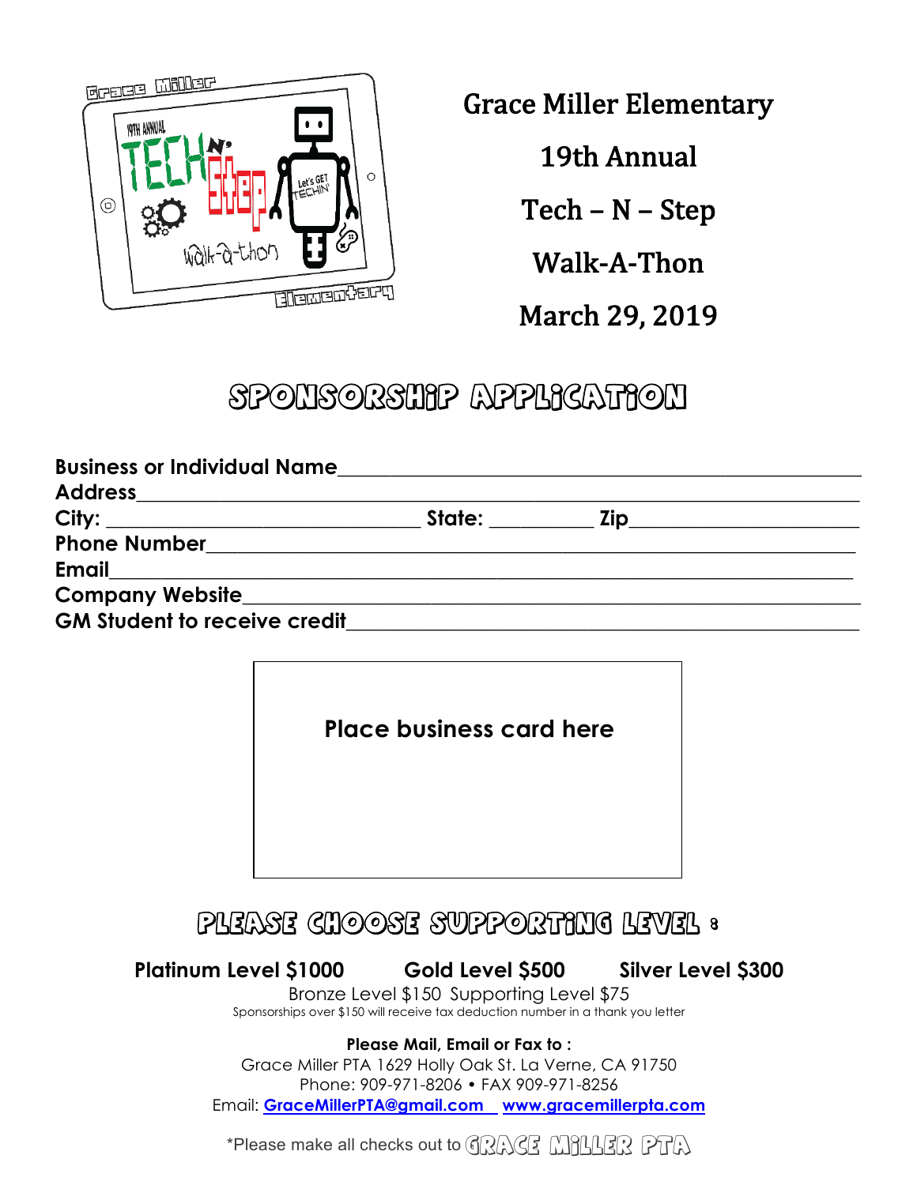# Grace Miller Elementary

## 19th Annual

## Tech – N – Step

## Walk-A-Thon

## March 29, 2019

# SPONSORSHIP APPLICATION

**Business or Individual Name**\_\_\_\_\_\_\_\_\_\_\_\_\_\_\_\_\_\_\_\_\_\_\_\_\_\_\_\_\_\_\_\_\_\_\_\_\_\_\_\_

**Address**\_\_\_\_\_\_\_\_\_\_\_\_\_\_\_\_\_\_\_\_\_\_\_\_\_\_\_\_\_\_\_\_\_\_\_\_\_\_\_\_\_\_\_\_\_\_\_\_\_\_\_\_

**City:** \_\_\_\_\_\_\_\_\_\_\_\_\_\_\_\_\_\_\_\_\_\_\_ **State:** \_\_\_\_\_\_\_\_ **Zip**\_\_\_\_\_\_\_\_\_\_\_\_\_\_\_\_\_\_

**Phone Number**\_\_\_\_\_\_\_\_\_\_\_\_\_\_\_\_\_\_\_\_\_\_\_\_\_\_\_\_\_\_\_\_\_\_\_\_\_\_\_\_\_\_\_\_\_\_\_\_

**Email**\_\_\_\_\_\_\_\_\_\_\_\_\_\_\_\_\_\_\_\_\_\_\_\_\_\_\_\_\_\_\_\_\_\_\_\_\_\_\_\_\_\_\_\_\_\_\_\_\_\_\_\_\_\_\_

**Company Website**\_\_\_\_\_\_\_\_\_\_\_\_\_\_\_\_\_\_\_\_\_\_\_\_\_\_\_\_\_\_\_\_\_\_\_\_\_\_\_\_\_\_\_\_\_\_

**GM Student to receive credit**\_\_\_\_\_\_\_\_\_\_\_\_\_\_\_\_\_\_\_\_\_\_\_\_\_\_\_\_\_\_\_\_\_\_\_\_\_\_\_

**Place business card here**

## PLEASE CHOOSE SUPPORTING LEVEL :

**Platinum Level $1000** **Gold Level $500** **Silver Level $300**

Bronze Level $150 Supporting Level $75

Sponsorships over $150 will receive tax deduction number in a thank you letter

**Please Mail, Email or Fax to :**

Grace Miller PTA 1629 Holly Oak St. La Verne, CA 91750

Phone: 909-971-8206 • FAX 909-971-8256

Email: **GraceMillerPTA@gmail.com** **www.gracemillerpta.com**

*Please make all checks out to GRACE MILLER PTA